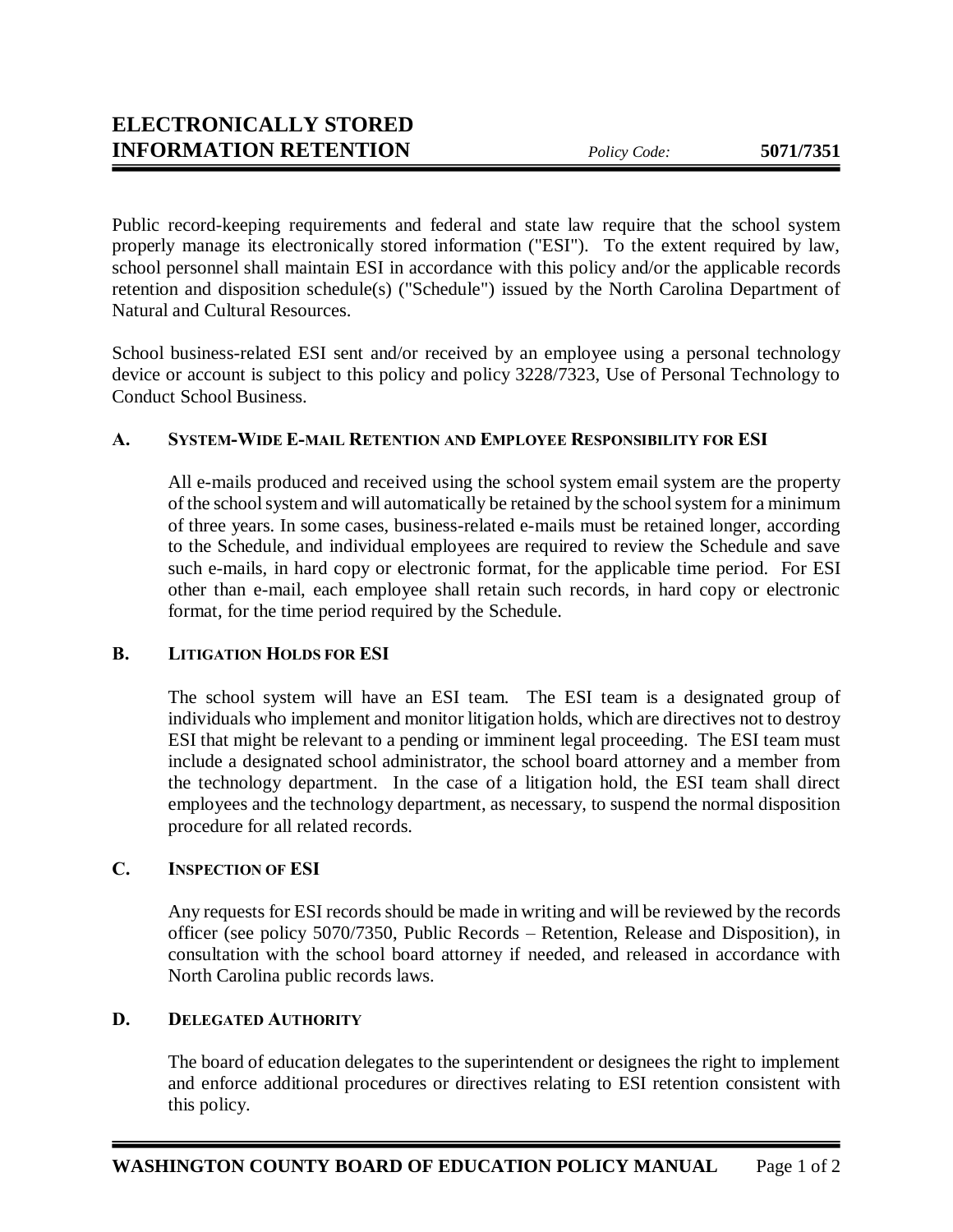# ELECTRONICALLY STORED INFORMATION RETENTION

*Policy Code:* **5071/7351**

Public record-keeping requirements and federal and state law require that the school system properly manage its electronically stored information ("ESI"). To the extent required by law, school personnel shall maintain ESI in accordance with this policy and/or the applicable records retention and disposition schedule(s) ("Schedule") issued by the North Carolina Department of Natural and Cultural Resources.

School business-related ESI sent and/or received by an employee using a personal technology device or account is subject to this policy and policy 3228/7323, Use of Personal Technology to Conduct School Business.

## A. System-Wide E-mail Retention and Employee Responsibility for ESI

All e-mails produced and received using the school system email system are the property of the school system and will automatically be retained by the school system for a minimum of three years. In some cases, business-related e-mails must be retained longer, according to the Schedule, and individual employees are required to review the Schedule and save such e-mails, in hard copy or electronic format, for the applicable time period. For ESI other than e-mail, each employee shall retain such records, in hard copy or electronic format, for the time period required by the Schedule.

## B. Litigation Holds for ESI

The school system will have an ESI team. The ESI team is a designated group of individuals who implement and monitor litigation holds, which are directives not to destroy ESI that might be relevant to a pending or imminent legal proceeding. The ESI team must include a designated school administrator, the school board attorney and a member from the technology department. In the case of a litigation hold, the ESI team shall direct employees and the technology department, as necessary, to suspend the normal disposition procedure for all related records.

## C. Inspection of ESI

Any requests for ESI records should be made in writing and will be reviewed by the records officer (see policy 5070/7350, Public Records – Retention, Release and Disposition), in consultation with the school board attorney if needed, and released in accordance with North Carolina public records laws.

## D. Delegated Authority

The board of education delegates to the superintendent or designees the right to implement and enforce additional procedures or directives relating to ESI retention consistent with this policy.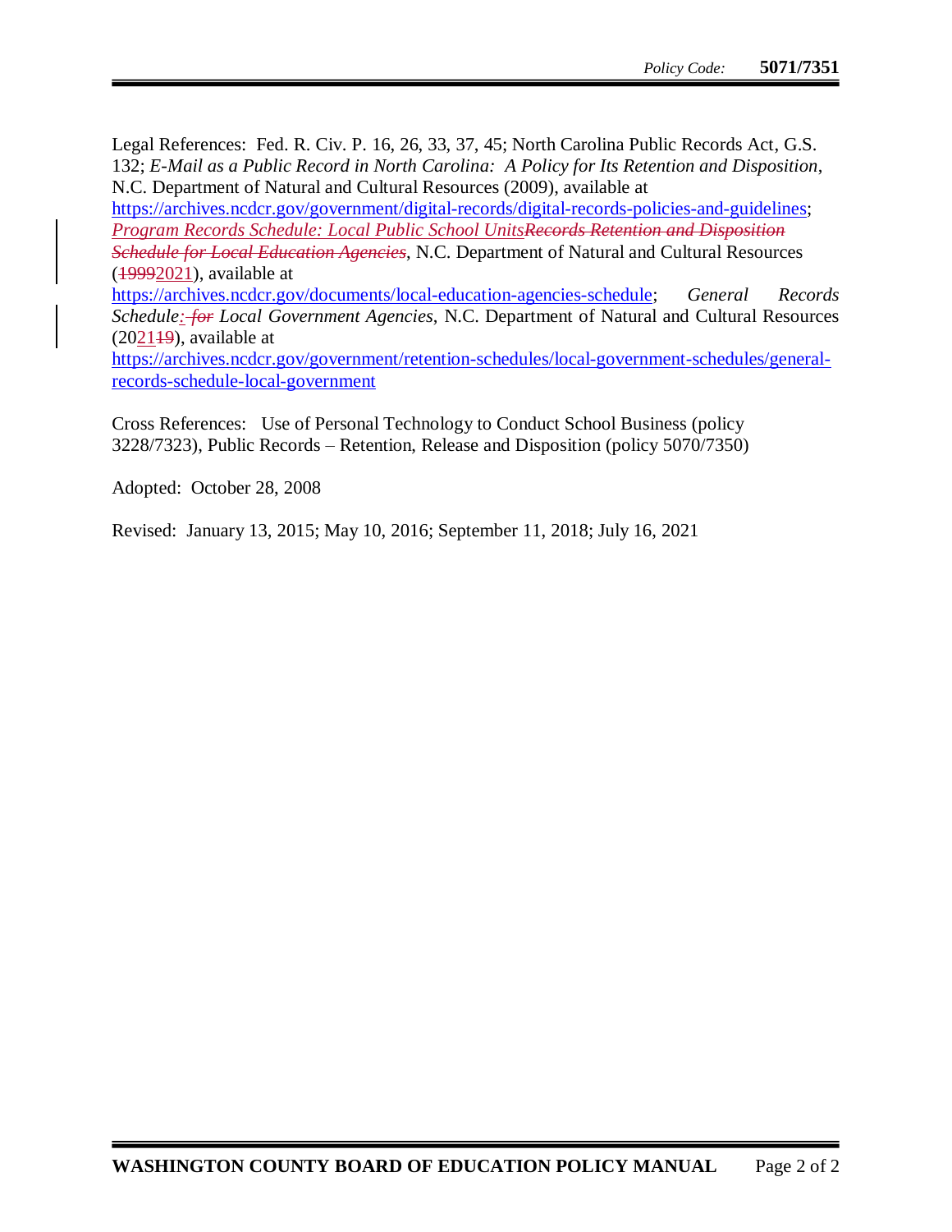Legal References: Fed. R. Civ. P. 16, 26, 33, 37, 45; North Carolina Public Records Act, G.S. 132; *E-Mail as a Public Record in North Carolina: A Policy for Its Retention and Disposition*, N.C. Department of Natural and Cultural Resources (2009), available at https://archives.ncdcr.gov/government/digital-records/digital-records-policies-and-guidelines; *Program Records Schedule: Local Public School Units~~Records Retention and Disposition Schedule for Local Education Agencies~~*, N.C. Department of Natural and Cultural Resources (~~1999~~2021), available at https://archives.ncdcr.gov/documents/local-education-agencies-schedule; *General Records Schedule: ~~for~~ Local Government Agencies*, N.C. Department of Natural and Cultural Resources (202~~19~~21), available at https://archives.ncdcr.gov/government/retention-schedules/local-government-schedules/general-records-schedule-local-government

Cross References: Use of Personal Technology to Conduct School Business (policy 3228/7323), Public Records – Retention, Release and Disposition (policy 5070/7350)

Adopted: October 28, 2008

Revised: January 13, 2015; May 10, 2016; September 11, 2018; July 16, 2021